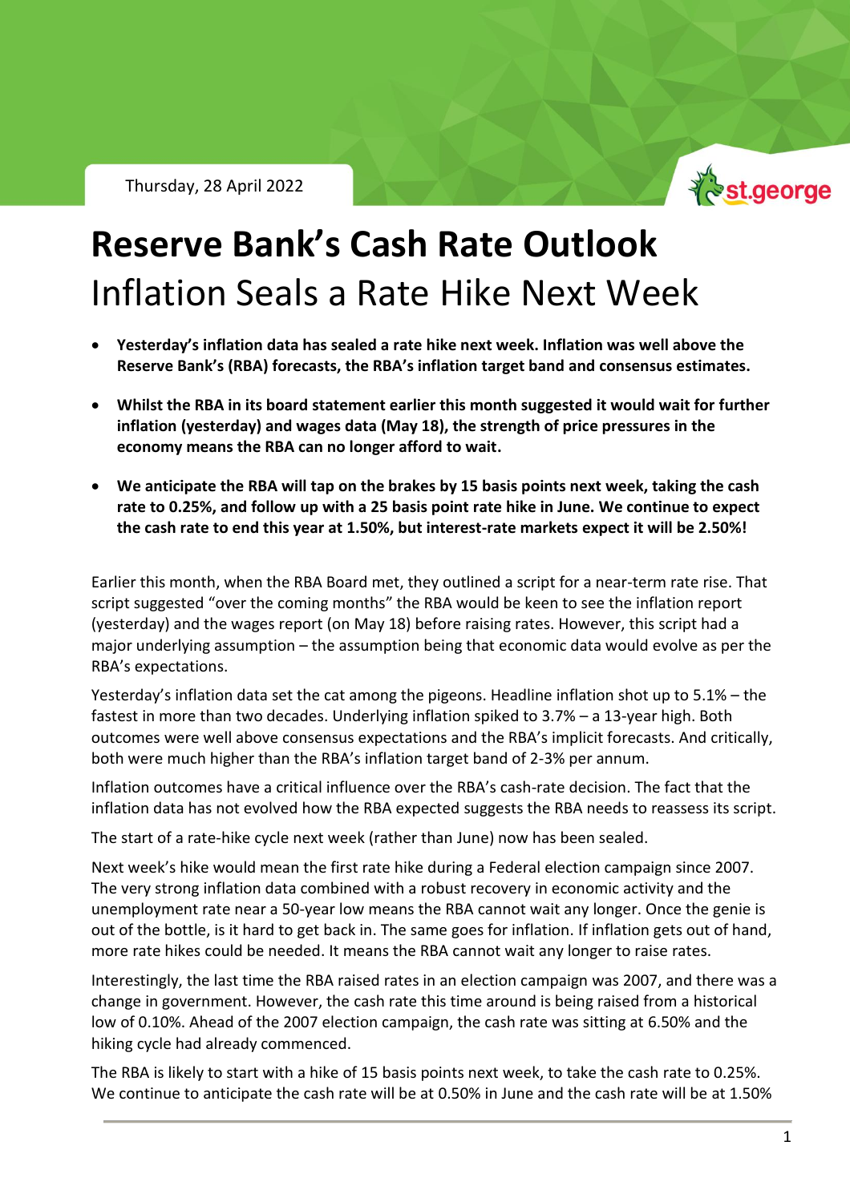Thursday, 28 April 2022

# Reserve Bank's Cash Rate Outlook

## Inflation Seals a Rate Hike Next Week

- **Yesterday's inflation data has sealed a rate hike next week. Inflation was well above the Reserve Bank's (RBA) forecasts, the RBA's inflation target band and consensus estimates.**
- **Whilst the RBA in its board statement earlier this month suggested it would wait for further inflation (yesterday) and wages data (May 18), the strength of price pressures in the economy means the RBA can no longer afford to wait.**
- **We anticipate the RBA will tap on the brakes by 15 basis points next week, taking the cash rate to 0.25%, and follow up with a 25 basis point rate hike in June. We continue to expect the cash rate to end this year at 1.50%, but interest-rate markets expect it will be 2.50%!**

Earlier this month, when the RBA Board met, they outlined a script for a near-term rate rise. That script suggested "over the coming months" the RBA would be keen to see the inflation report (yesterday) and the wages report (on May 18) before raising rates. However, this script had a major underlying assumption – the assumption being that economic data would evolve as per the RBA's expectations.

Yesterday's inflation data set the cat among the pigeons. Headline inflation shot up to 5.1% – the fastest in more than two decades. Underlying inflation spiked to 3.7% – a 13-year high. Both outcomes were well above consensus expectations and the RBA's implicit forecasts. And critically, both were much higher than the RBA's inflation target band of 2-3% per annum.

Inflation outcomes have a critical influence over the RBA's cash-rate decision. The fact that the inflation data has not evolved how the RBA expected suggests the RBA needs to reassess its script.

The start of a rate-hike cycle next week (rather than June) now has been sealed.

Next week's hike would mean the first rate hike during a Federal election campaign since 2007. The very strong inflation data combined with a robust recovery in economic activity and the unemployment rate near a 50-year low means the RBA cannot wait any longer. Once the genie is out of the bottle, is it hard to get back in. The same goes for inflation. If inflation gets out of hand, more rate hikes could be needed. It means the RBA cannot wait any longer to raise rates.

Interestingly, the last time the RBA raised rates in an election campaign was 2007, and there was a change in government. However, the cash rate this time around is being raised from a historical low of 0.10%. Ahead of the 2007 election campaign, the cash rate was sitting at 6.50% and the hiking cycle had already commenced.

The RBA is likely to start with a hike of 15 basis points next week, to take the cash rate to 0.25%. We continue to anticipate the cash rate will be at 0.50% in June and the cash rate will be at 1.50%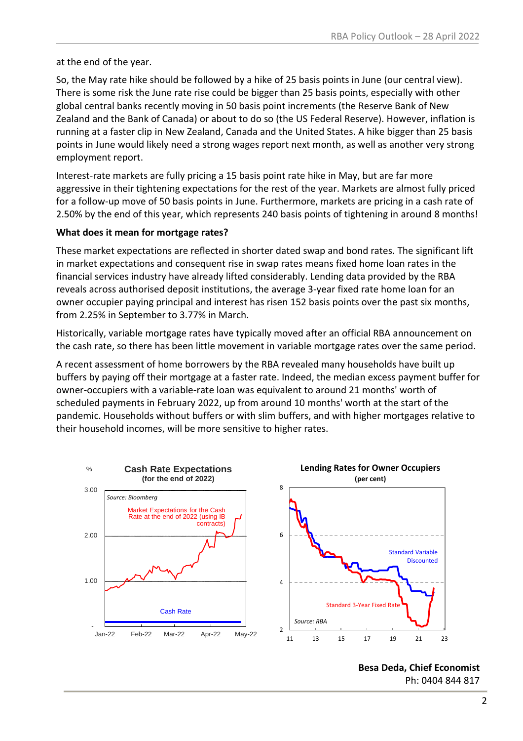at the end of the year.

So, the May rate hike should be followed by a hike of 25 basis points in June (our central view). There is some risk the June rate rise could be bigger than 25 basis points, especially with other global central banks recently moving in 50 basis point increments (the Reserve Bank of New Zealand and the Bank of Canada) or about to do so (the US Federal Reserve). However, inflation is running at a faster clip in New Zealand, Canada and the United States. A hike bigger than 25 basis points in June would likely need a strong wages report next month, as well as another very strong employment report.

Interest-rate markets are fully pricing a 15 basis point rate hike in May, but are far more aggressive in their tightening expectations for the rest of the year. Markets are almost fully priced for a follow-up move of 50 basis points in June. Furthermore, markets are pricing in a cash rate of 2.50% by the end of this year, which represents 240 basis points of tightening in around 8 months!

**What does it mean for mortgage rates?**

These market expectations are reflected in shorter dated swap and bond rates. The significant lift in market expectations and consequent rise in swap rates means fixed home loan rates in the financial services industry have already lifted considerably. Lending data provided by the RBA reveals across authorised deposit institutions, the average 3-year fixed rate home loan for an owner occupier paying principal and interest has risen 152 basis points over the past six months, from 2.25% in September to 3.77% in March.

Historically, variable mortgage rates have typically moved after an official RBA announcement on the cash rate, so there has been little movement in variable mortgage rates over the same period.

A recent assessment of home borrowers by the RBA revealed many households have built up buffers by paying off their mortgage at a faster rate. Indeed, the median excess payment buffer for owner-occupiers with a variable-rate loan was equivalent to around 21 months' worth of scheduled payments in February 2022, up from around 10 months' worth at the start of the pandemic. Households without buffers or with slim buffers, and with higher mortgages relative to their household incomes, will be more sensitive to higher rates.

**Cash Rate Expectations (for the end of 2022)**

Source: Bloomberg

**Lending Rates for Owner Occupiers (per cent)**

Source: RBA

**Besa Deda, Chief Economist**
Ph: 0404 844 817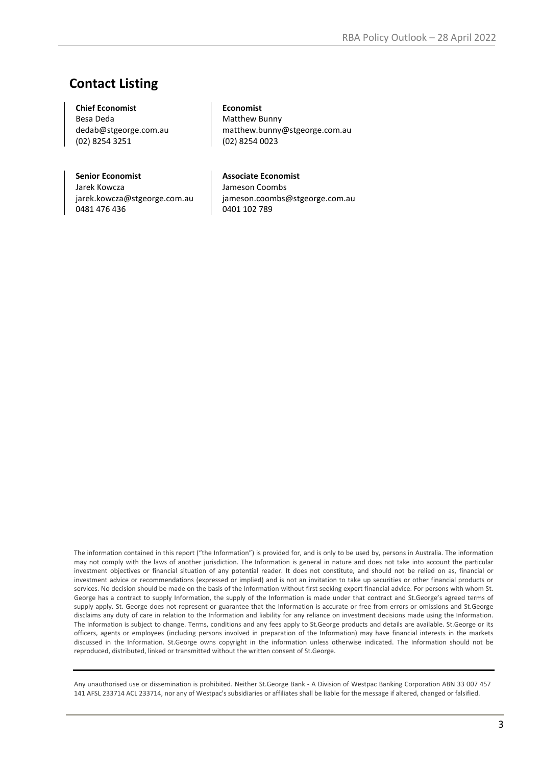## Contact Listing

**Chief Economist**
Besa Deda
dedab@stgeorge.com.au
(02) 8254 3251

**Economist**
Matthew Bunny
matthew.bunny@stgeorge.com.au
(02) 8254 0023

**Senior Economist**
Jarek Kowcza
jarek.kowcza@stgeorge.com.au
0481 476 436

**Associate Economist**
Jameson Coombs
jameson.coombs@stgeorge.com.au
0401 102 789

The information contained in this report ("the Information") is provided for, and is only to be used by, persons in Australia. The information may not comply with the laws of another jurisdiction. The Information is general in nature and does not take into account the particular investment objectives or financial situation of any potential reader. It does not constitute, and should not be relied on as, financial or investment advice or recommendations (expressed or implied) and is not an invitation to take up securities or other financial products or services. No decision should be made on the basis of the Information without first seeking expert financial advice. For persons with whom St. George has a contract to supply Information, the supply of the Information is made under that contract and St.George's agreed terms of supply apply. St. George does not represent or guarantee that the Information is accurate or free from errors or omissions and St.George disclaims any duty of care in relation to the Information and liability for any reliance on investment decisions made using the Information. The Information is subject to change. Terms, conditions and any fees apply to St.George products and details are available. St.George or its officers, agents or employees (including persons involved in preparation of the Information) may have financial interests in the markets discussed in the Information. St.George owns copyright in the information unless otherwise indicated. The Information should not be reproduced, distributed, linked or transmitted without the written consent of St.George.

Any unauthorised use or dissemination is prohibited. Neither St.George Bank - A Division of Westpac Banking Corporation ABN 33 007 457 141 AFSL 233714 ACL 233714, nor any of Westpac's subsidiaries or affiliates shall be liable for the message if altered, changed or falsified.